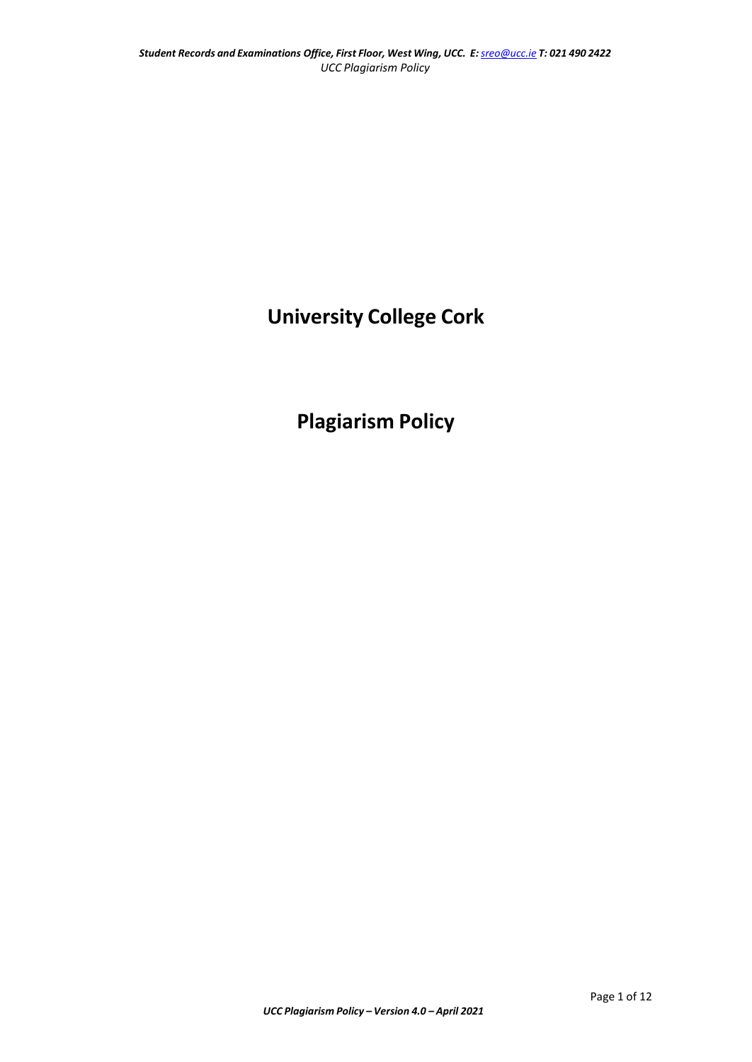# University College Cork

# Plagiarism Policy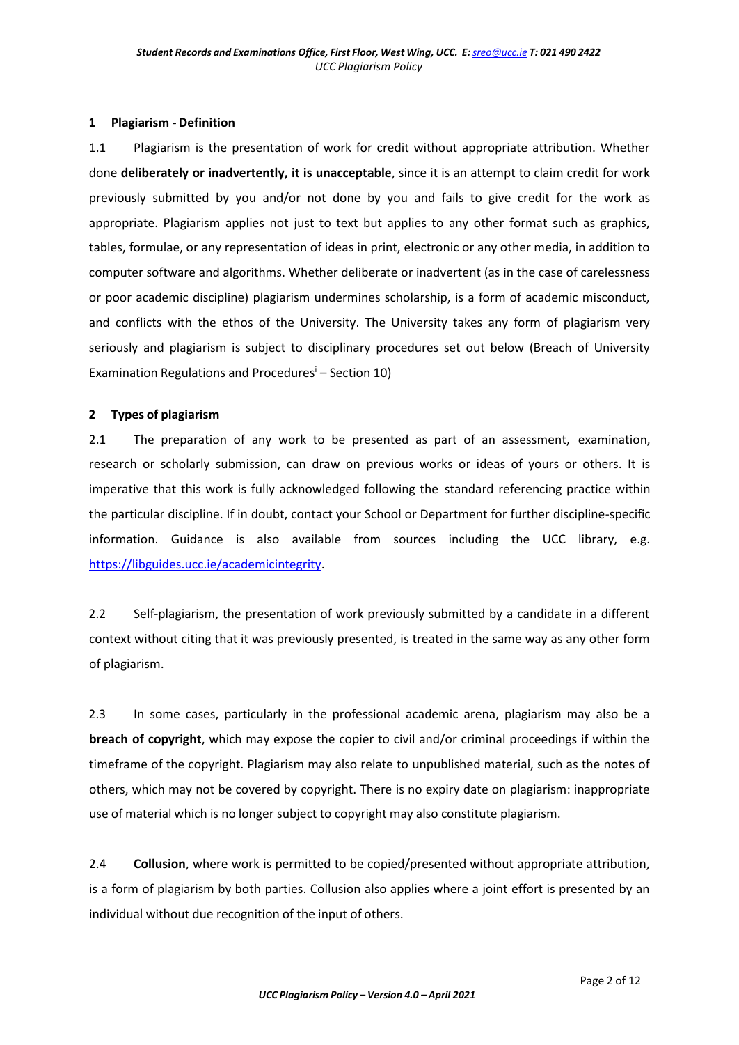## 1 Plagiarism - Definition

1.1 Plagiarism is the presentation of work for credit without appropriate attribution. Whether done **deliberately or inadvertently, it is unacceptable**, since it is an attempt to claim credit for work previously submitted by you and/or not done by you and fails to give credit for the work as appropriate. Plagiarism applies not just to text but applies to any other format such as graphics, tables, formulae, or any representation of ideas in print, electronic or any other media, in addition to computer software and algorithms. Whether deliberate or inadvertent (as in the case of carelessness or poor academic discipline) plagiarism undermines scholarship, is a form of academic misconduct, and conflicts with the ethos of the University. The University takes any form of plagiarism very seriously and plagiarism is subject to disciplinary procedures set out below (Breach of University Examination Regulations and Procedures[i] – Section 10)

## 2 Types of plagiarism

2.1 The preparation of any work to be presented as part of an assessment, examination, research or scholarly submission, can draw on previous works or ideas of yours or others. It is imperative that this work is fully acknowledged following the standard referencing practice within the particular discipline. If in doubt, contact your School or Department for further discipline-specific information. Guidance is also available from sources including the UCC library, e.g. https://libguides.ucc.ie/academicintegrity.

2.2 Self-plagiarism, the presentation of work previously submitted by a candidate in a different context without citing that it was previously presented, is treated in the same way as any other form of plagiarism.

2.3 In some cases, particularly in the professional academic arena, plagiarism may also be a **breach of copyright**, which may expose the copier to civil and/or criminal proceedings if within the timeframe of the copyright. Plagiarism may also relate to unpublished material, such as the notes of others, which may not be covered by copyright. There is no expiry date on plagiarism: inappropriate use of material which is no longer subject to copyright may also constitute plagiarism.

2.4 **Collusion**, where work is permitted to be copied/presented without appropriate attribution, is a form of plagiarism by both parties. Collusion also applies where a joint effort is presented by an individual without due recognition of the input of others.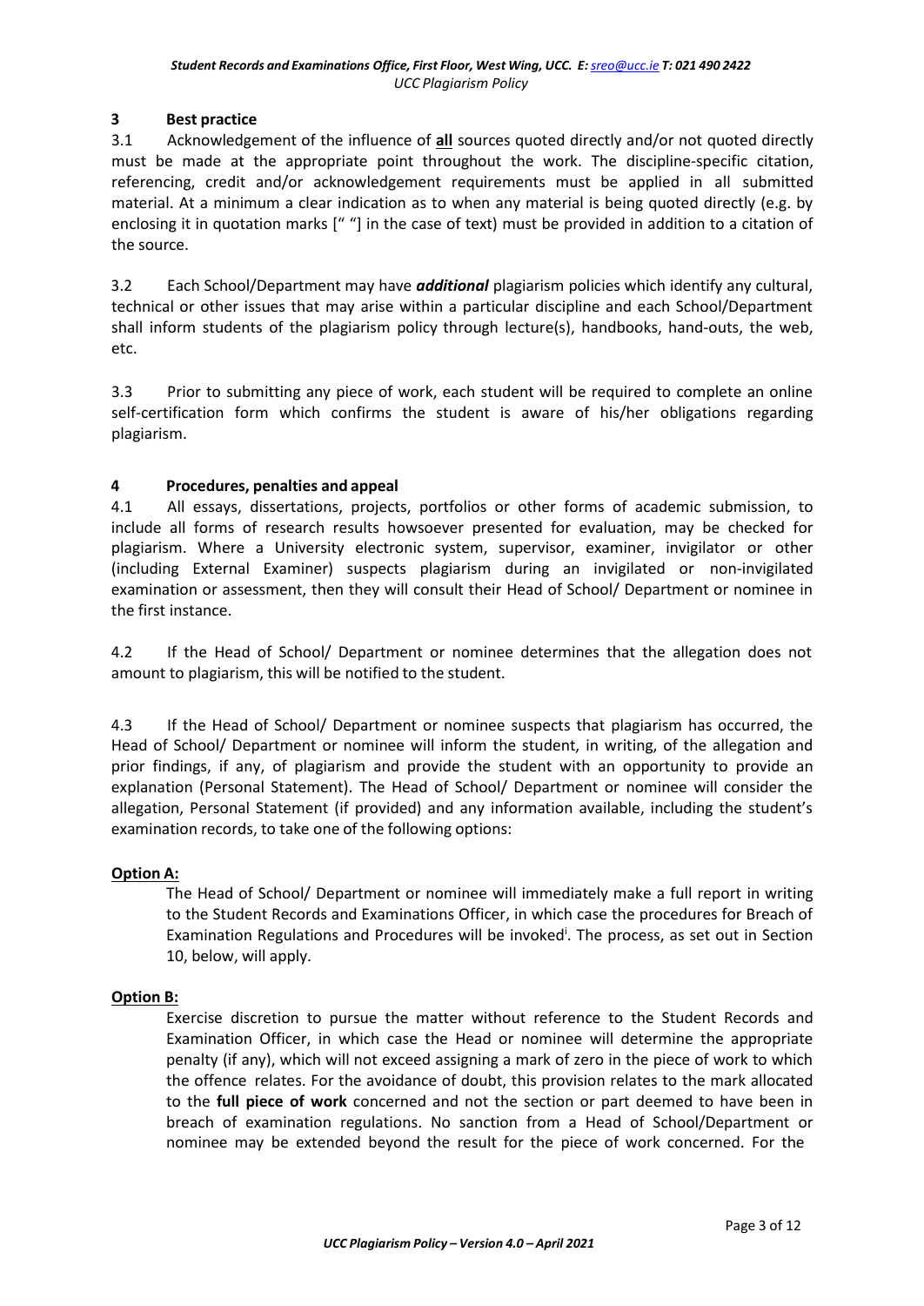## 3 Best practice

3.1 Acknowledgement of the influence of **all** sources quoted directly and/or not quoted directly must be made at the appropriate point throughout the work. The discipline-specific citation, referencing, credit and/or acknowledgement requirements must be applied in all submitted material. At a minimum a clear indication as to when any material is being quoted directly (e.g. by enclosing it in quotation marks [" "] in the case of text) must be provided in addition to a citation of the source.

3.2 Each School/Department may have ***additional*** plagiarism policies which identify any cultural, technical or other issues that may arise within a particular discipline and each School/Department shall inform students of the plagiarism policy through lecture(s), handbooks, hand-outs, the web, etc.

3.3 Prior to submitting any piece of work, each student will be required to complete an online self-certification form which confirms the student is aware of his/her obligations regarding plagiarism.

## 4 Procedures, penalties and appeal

4.1 All essays, dissertations, projects, portfolios or other forms of academic submission, to include all forms of research results howsoever presented for evaluation, may be checked for plagiarism. Where a University electronic system, supervisor, examiner, invigilator or other (including External Examiner) suspects plagiarism during an invigilated or non-invigilated examination or assessment, then they will consult their Head of School/ Department or nominee in the first instance.

4.2 If the Head of School/ Department or nominee determines that the allegation does not amount to plagiarism, this will be notified to the student.

4.3 If the Head of School/ Department or nominee suspects that plagiarism has occurred, the Head of School/ Department or nominee will inform the student, in writing, of the allegation and prior findings, if any, of plagiarism and provide the student with an opportunity to provide an explanation (Personal Statement). The Head of School/ Department or nominee will consider the allegation, Personal Statement (if provided) and any information available, including the student's examination records, to take one of the following options:

**Option A:**

The Head of School/ Department or nominee will immediately make a full report in writing to the Student Records and Examinations Officer, in which case the procedures for Breach of Examination Regulations and Procedures will be invoked[i]. The process, as set out in Section 10, below, will apply.

**Option B:**

Exercise discretion to pursue the matter without reference to the Student Records and Examination Officer, in which case the Head or nominee will determine the appropriate penalty (if any), which will not exceed assigning a mark of zero in the piece of work to which the offence relates. For the avoidance of doubt, this provision relates to the mark allocated to the **full piece of work** concerned and not the section or part deemed to have been in breach of examination regulations. No sanction from a Head of School/Department or nominee may be extended beyond the result for the piece of work concerned. For the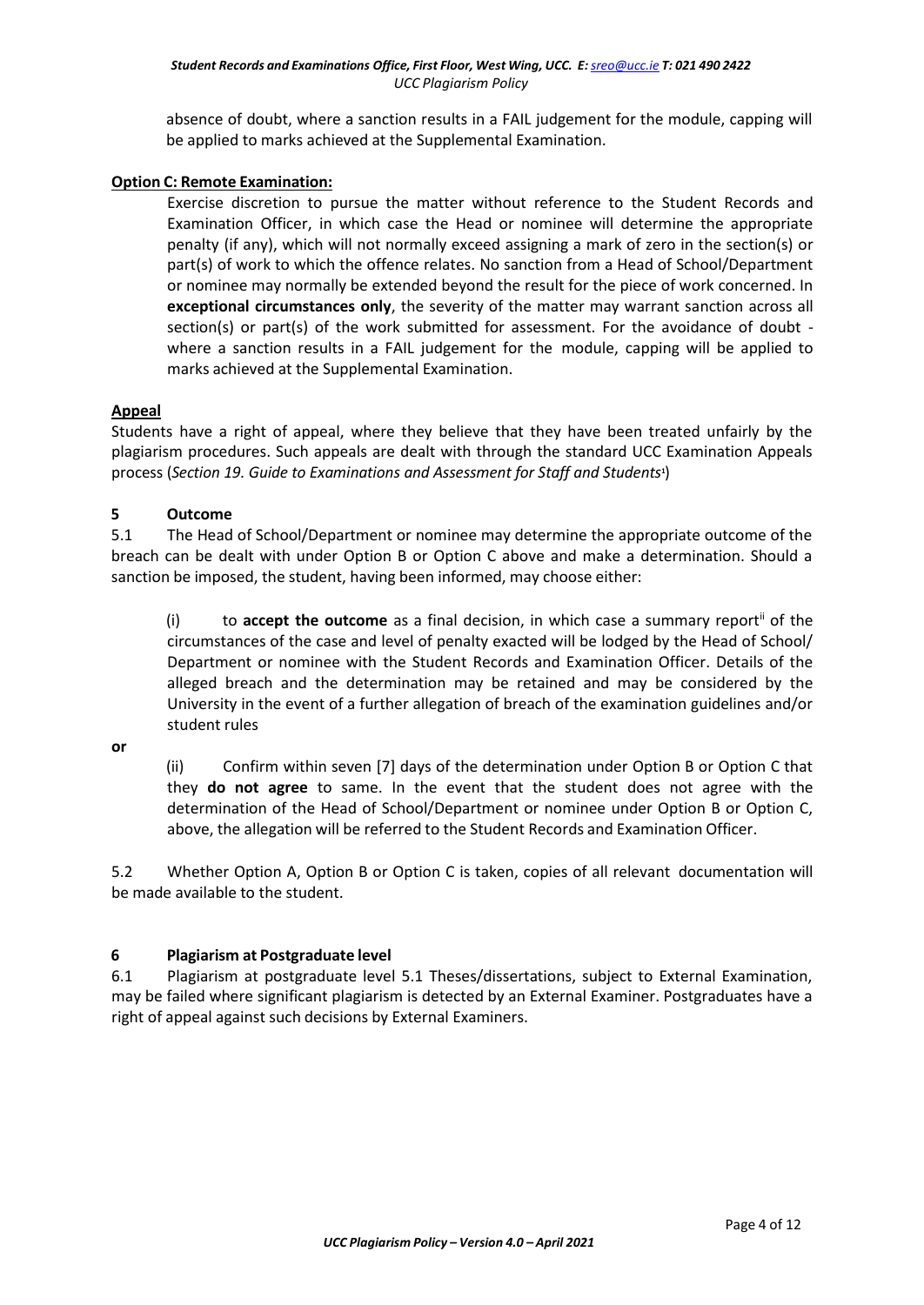absence of doubt, where a sanction results in a FAIL judgement for the module, capping will be applied to marks achieved at the Supplemental Examination.

**Option C: Remote Examination:**

Exercise discretion to pursue the matter without reference to the Student Records and Examination Officer, in which case the Head or nominee will determine the appropriate penalty (if any), which will not normally exceed assigning a mark of zero in the section(s) or part(s) of work to which the offence relates. No sanction from a Head of School/Department or nominee may normally be extended beyond the result for the piece of work concerned. In **exceptional circumstances only**, the severity of the matter may warrant sanction across all section(s) or part(s) of the work submitted for assessment. For the avoidance of doubt - where a sanction results in a FAIL judgement for the module, capping will be applied to marks achieved at the Supplemental Examination.

**Appeal**

Students have a right of appeal, where they believe that they have been treated unfairly by the plagiarism procedures. Such appeals are dealt with through the standard UCC Examination Appeals process (*Section 19. Guide to Examinations and Assessment for Staff and Students*[1])

## 5 Outcome

5.1 The Head of School/Department or nominee may determine the appropriate outcome of the breach can be dealt with under Option B or Option C above and make a determination. Should a sanction be imposed, the student, having been informed, may choose either:

(i) to **accept the outcome** as a final decision, in which case a summary report[ii] of the circumstances of the case and level of penalty exacted will be lodged by the Head of School/ Department or nominee with the Student Records and Examination Officer. Details of the alleged breach and the determination may be retained and may be considered by the University in the event of a further allegation of breach of the examination guidelines and/or student rules

**or**

(ii) Confirm within seven [7] days of the determination under Option B or Option C that they **do not agree** to same. In the event that the student does not agree with the determination of the Head of School/Department or nominee under Option B or Option C, above, the allegation will be referred to the Student Records and Examination Officer.

5.2 Whether Option A, Option B or Option C is taken, copies of all relevant documentation will be made available to the student.

## 6 Plagiarism at Postgraduate level

6.1 Plagiarism at postgraduate level 5.1 Theses/dissertations, subject to External Examination, may be failed where significant plagiarism is detected by an External Examiner. Postgraduates have a right of appeal against such decisions by External Examiners.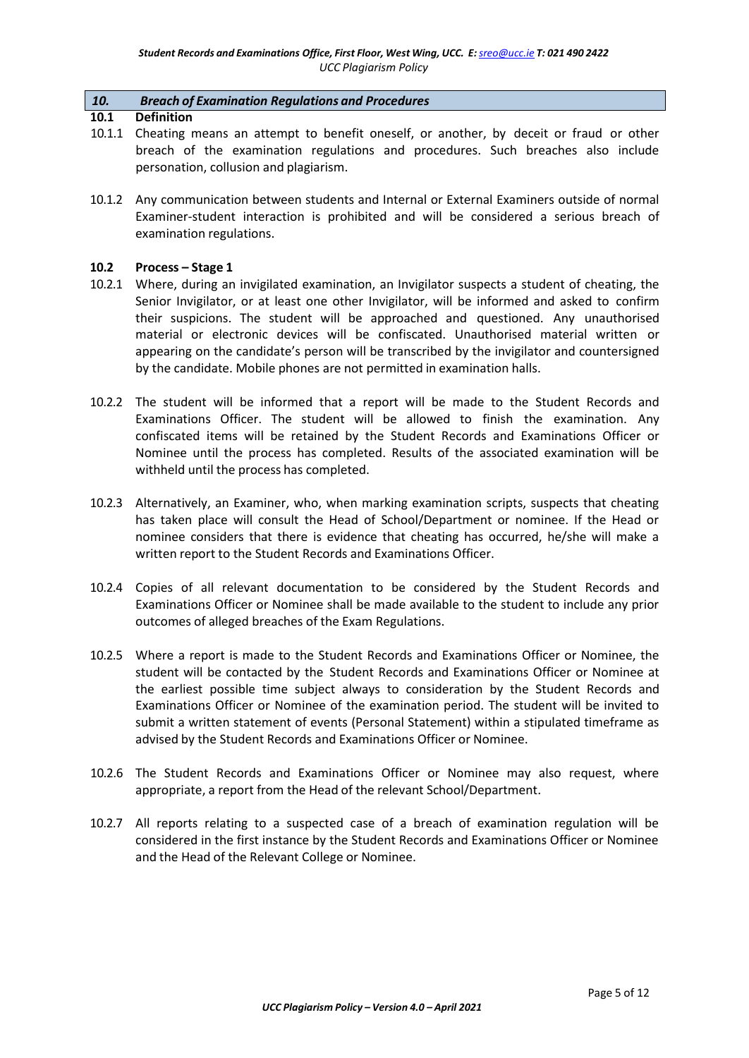## *10. Breach of Examination Regulations and Procedures*

### 10.1 Definition

10.1.1 Cheating means an attempt to benefit oneself, or another, by deceit or fraud or other breach of the examination regulations and procedures. Such breaches also include personation, collusion and plagiarism.

10.1.2 Any communication between students and Internal or External Examiners outside of normal Examiner-student interaction is prohibited and will be considered a serious breach of examination regulations.

### 10.2 Process – Stage 1

10.2.1 Where, during an invigilated examination, an Invigilator suspects a student of cheating, the Senior Invigilator, or at least one other Invigilator, will be informed and asked to confirm their suspicions. The student will be approached and questioned. Any unauthorised material or electronic devices will be confiscated. Unauthorised material written or appearing on the candidate's person will be transcribed by the invigilator and countersigned by the candidate. Mobile phones are not permitted in examination halls.

10.2.2 The student will be informed that a report will be made to the Student Records and Examinations Officer. The student will be allowed to finish the examination. Any confiscated items will be retained by the Student Records and Examinations Officer or Nominee until the process has completed. Results of the associated examination will be withheld until the process has completed.

10.2.3 Alternatively, an Examiner, who, when marking examination scripts, suspects that cheating has taken place will consult the Head of School/Department or nominee. If the Head or nominee considers that there is evidence that cheating has occurred, he/she will make a written report to the Student Records and Examinations Officer.

10.2.4 Copies of all relevant documentation to be considered by the Student Records and Examinations Officer or Nominee shall be made available to the student to include any prior outcomes of alleged breaches of the Exam Regulations.

10.2.5 Where a report is made to the Student Records and Examinations Officer or Nominee, the student will be contacted by the Student Records and Examinations Officer or Nominee at the earliest possible time subject always to consideration by the Student Records and Examinations Officer or Nominee of the examination period. The student will be invited to submit a written statement of events (Personal Statement) within a stipulated timeframe as advised by the Student Records and Examinations Officer or Nominee.

10.2.6 The Student Records and Examinations Officer or Nominee may also request, where appropriate, a report from the Head of the relevant School/Department.

10.2.7 All reports relating to a suspected case of a breach of examination regulation will be considered in the first instance by the Student Records and Examinations Officer or Nominee and the Head of the Relevant College or Nominee.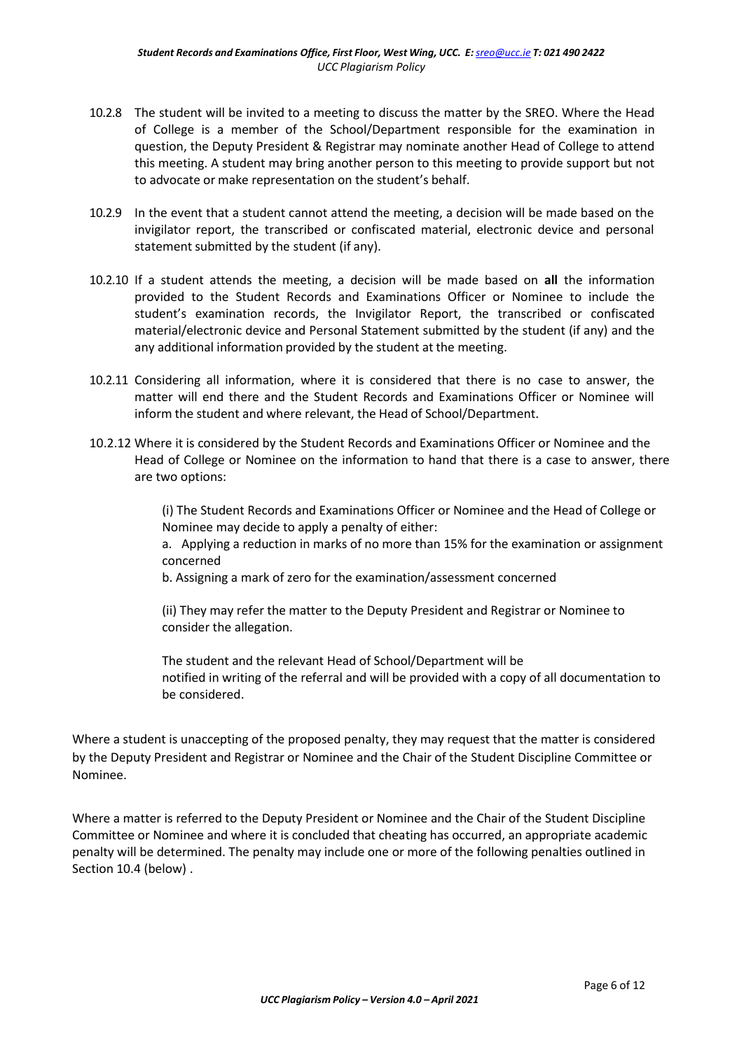10.2.8 The student will be invited to a meeting to discuss the matter by the SREO. Where the Head of College is a member of the School/Department responsible for the examination in question, the Deputy President & Registrar may nominate another Head of College to attend this meeting. A student may bring another person to this meeting to provide support but not to advocate or make representation on the student's behalf.

10.2.9 In the event that a student cannot attend the meeting, a decision will be made based on the invigilator report, the transcribed or confiscated material, electronic device and personal statement submitted by the student (if any).

10.2.10 If a student attends the meeting, a decision will be made based on **all** the information provided to the Student Records and Examinations Officer or Nominee to include the student's examination records, the Invigilator Report, the transcribed or confiscated material/electronic device and Personal Statement submitted by the student (if any) and the any additional information provided by the student at the meeting.

10.2.11 Considering all information, where it is considered that there is no case to answer, the matter will end there and the Student Records and Examinations Officer or Nominee will inform the student and where relevant, the Head of School/Department.

10.2.12 Where it is considered by the Student Records and Examinations Officer or Nominee and the Head of College or Nominee on the information to hand that there is a case to answer, there are two options:

(i) The Student Records and Examinations Officer or Nominee and the Head of College or Nominee may decide to apply a penalty of either:

a. Applying a reduction in marks of no more than 15% for the examination or assignment concerned

b. Assigning a mark of zero for the examination/assessment concerned

(ii) They may refer the matter to the Deputy President and Registrar or Nominee to consider the allegation.

The student and the relevant Head of School/Department will be notified in writing of the referral and will be provided with a copy of all documentation to be considered.

Where a student is unaccepting of the proposed penalty, they may request that the matter is considered by the Deputy President and Registrar or Nominee and the Chair of the Student Discipline Committee or Nominee.

Where a matter is referred to the Deputy President or Nominee and the Chair of the Student Discipline Committee or Nominee and where it is concluded that cheating has occurred, an appropriate academic penalty will be determined. The penalty may include one or more of the following penalties outlined in Section 10.4 (below) .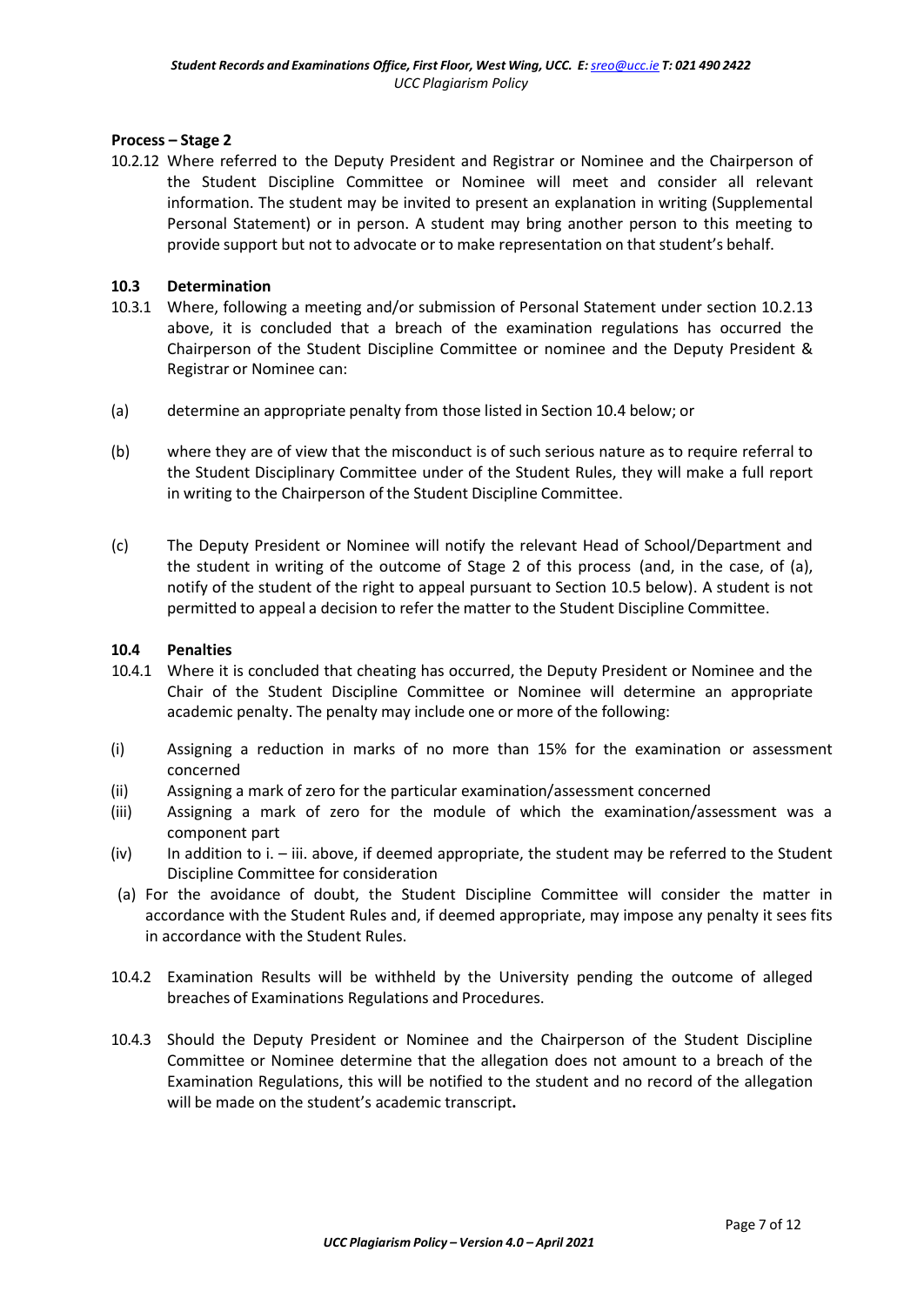**Process – Stage 2**

10.2.12 Where referred to the Deputy President and Registrar or Nominee and the Chairperson of the Student Discipline Committee or Nominee will meet and consider all relevant information. The student may be invited to present an explanation in writing (Supplemental Personal Statement) or in person. A student may bring another person to this meeting to provide support but not to advocate or to make representation on that student's behalf.

## 10.3 Determination

10.3.1 Where, following a meeting and/or submission of Personal Statement under section 10.2.13 above, it is concluded that a breach of the examination regulations has occurred the Chairperson of the Student Discipline Committee or nominee and the Deputy President & Registrar or Nominee can:

(a) determine an appropriate penalty from those listed in Section 10.4 below; or

(b) where they are of view that the misconduct is of such serious nature as to require referral to the Student Disciplinary Committee under of the Student Rules, they will make a full report in writing to the Chairperson of the Student Discipline Committee.

(c) The Deputy President or Nominee will notify the relevant Head of School/Department and the student in writing of the outcome of Stage 2 of this process (and, in the case, of (a), notify of the student of the right to appeal pursuant to Section 10.5 below). A student is not permitted to appeal a decision to refer the matter to the Student Discipline Committee.

## 10.4 Penalties

10.4.1 Where it is concluded that cheating has occurred, the Deputy President or Nominee and the Chair of the Student Discipline Committee or Nominee will determine an appropriate academic penalty. The penalty may include one or more of the following:

(i) Assigning a reduction in marks of no more than 15% for the examination or assessment concerned

(ii) Assigning a mark of zero for the particular examination/assessment concerned

(iii) Assigning a mark of zero for the module of which the examination/assessment was a component part

(iv) In addition to i. – iii. above, if deemed appropriate, the student may be referred to the Student Discipline Committee for consideration

(a) For the avoidance of doubt, the Student Discipline Committee will consider the matter in accordance with the Student Rules and, if deemed appropriate, may impose any penalty it sees fits in accordance with the Student Rules.

10.4.2 Examination Results will be withheld by the University pending the outcome of alleged breaches of Examinations Regulations and Procedures.

10.4.3 Should the Deputy President or Nominee and the Chairperson of the Student Discipline Committee or Nominee determine that the allegation does not amount to a breach of the Examination Regulations, this will be notified to the student and no record of the allegation will be made on the student's academic transcript.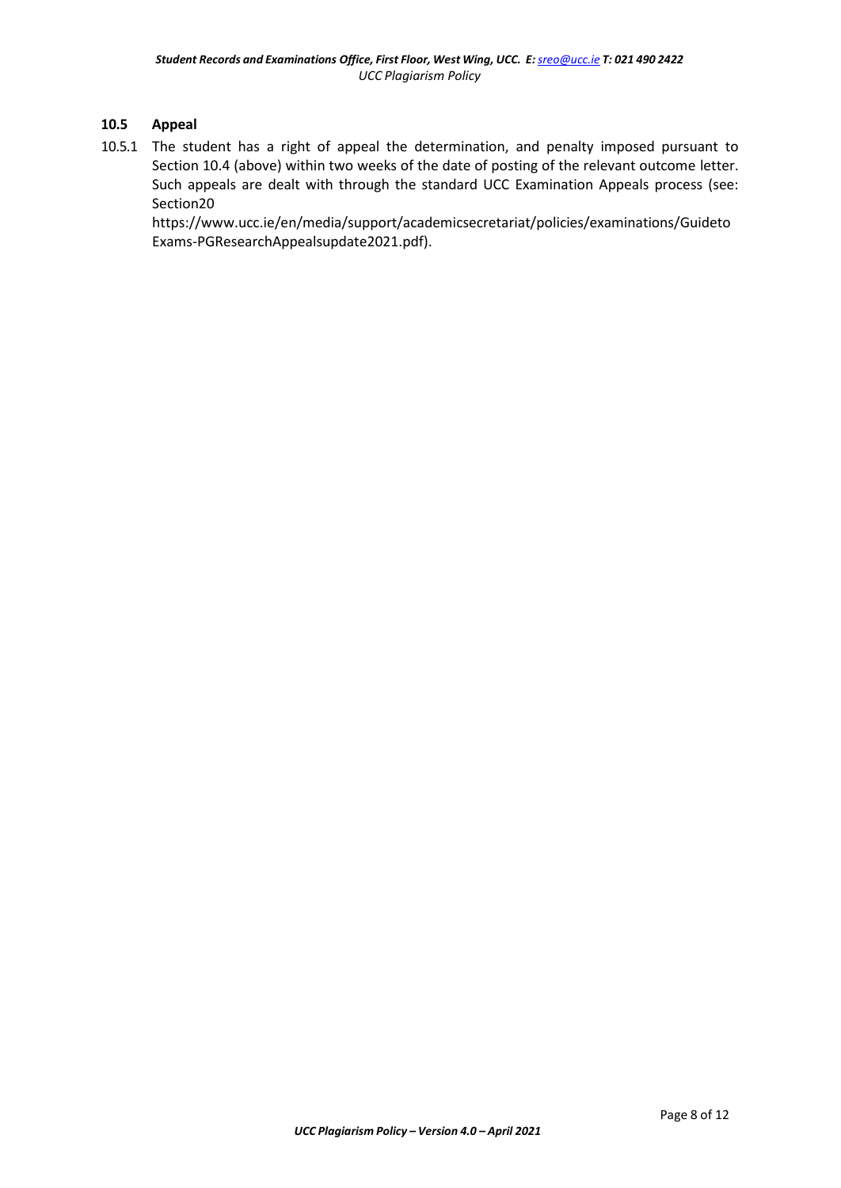### 10.5 Appeal

10.5.1 The student has a right of appeal the determination, and penalty imposed pursuant to Section 10.4 (above) within two weeks of the date of posting of the relevant outcome letter. Such appeals are dealt with through the standard UCC Examination Appeals process (see: Section20 https://www.ucc.ie/en/media/support/academicsecretariat/policies/examinations/GuidetoExams-PGResearchAppealsupdate2021.pdf).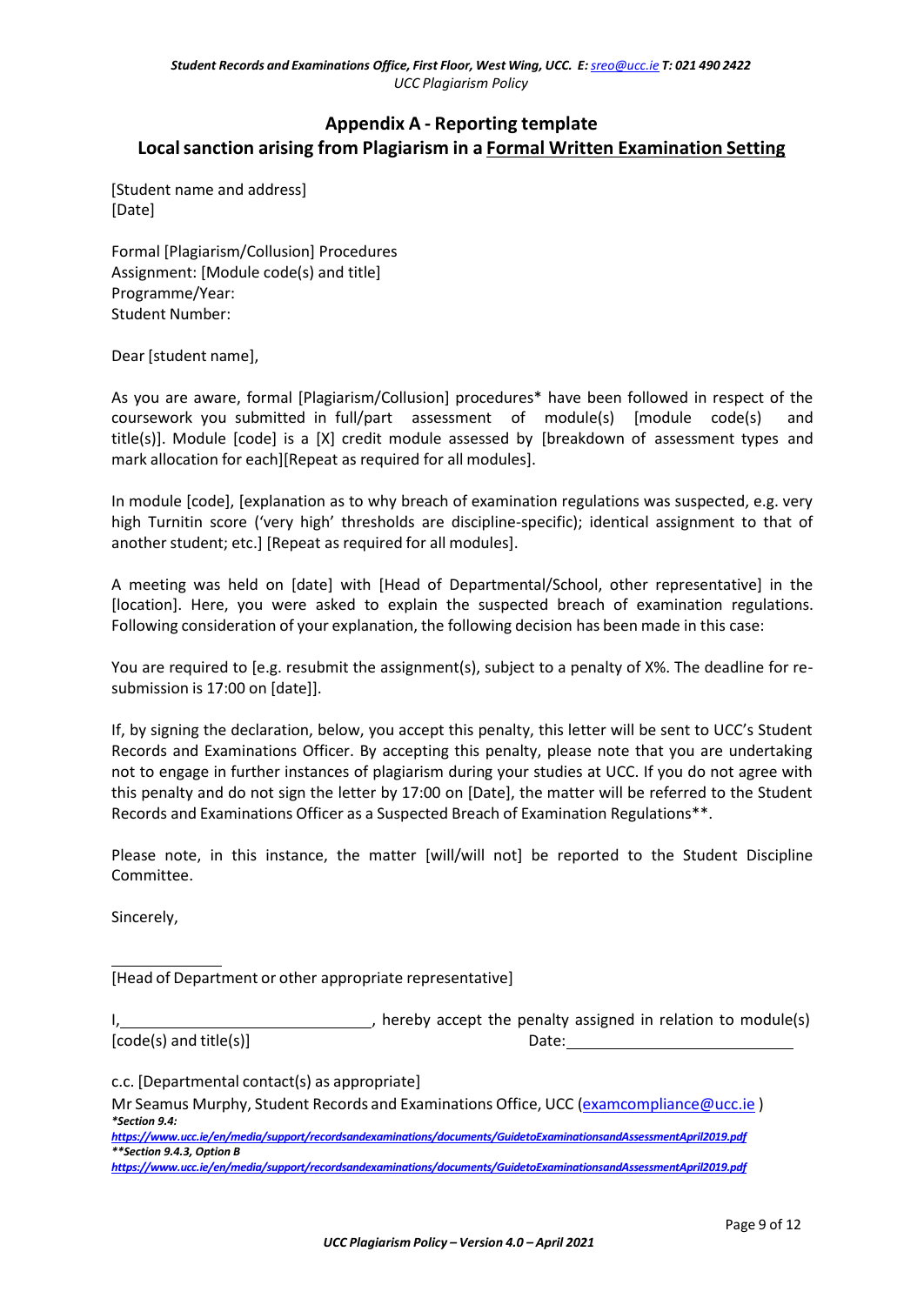## Appendix A - Reporting template

## Local sanction arising from Plagiarism in a Formal Written Examination Setting

[Student name and address]
[Date]

Formal [Plagiarism/Collusion] Procedures
Assignment: [Module code(s) and title]
Programme/Year:
Student Number:

Dear [student name],

As you are aware, formal [Plagiarism/Collusion] procedures* have been followed in respect of the coursework you submitted in full/part assessment of module(s) [module code(s) and title(s)]. Module [code] is a [X] credit module assessed by [breakdown of assessment types and mark allocation for each][Repeat as required for all modules].

In module [code], [explanation as to why breach of examination regulations was suspected, e.g. very high Turnitin score ('very high' thresholds are discipline-specific); identical assignment to that of another student; etc.] [Repeat as required for all modules].

A meeting was held on [date] with [Head of Departmental/School, other representative] in the [location]. Here, you were asked to explain the suspected breach of examination regulations. Following consideration of your explanation, the following decision has been made in this case:

You are required to [e.g. resubmit the assignment(s), subject to a penalty of X%. The deadline for re-submission is 17:00 on [date]].

If, by signing the declaration, below, you accept this penalty, this letter will be sent to UCC's Student Records and Examinations Officer. By accepting this penalty, please note that you are undertaking not to engage in further instances of plagiarism during your studies at UCC. If you do not agree with this penalty and do not sign the letter by 17:00 on [Date], the matter will be referred to the Student Records and Examinations Officer as a Suspected Breach of Examination Regulations**.

Please note, in this instance, the matter [will/will not] be reported to the Student Discipline Committee.

Sincerely,

\_\_\_\_\_\_\_\_\_\_\_\_\_\_
[Head of Department or other appropriate representative]

I, \_\_\_\_\_\_\_\_\_\_\_\_\_\_\_\_\_\_\_\_\_\_\_\_\_\_\_\_, hereby accept the penalty assigned in relation to module(s) [code(s) and title(s)] Date: \_\_\_\_\_\_\_\_\_\_\_\_\_\_\_\_\_\_\_\_\_\_\_\_

c.c. [Departmental contact(s) as appropriate]

Mr Seamus Murphy, Student Records and Examinations Office, UCC (examcompliance@ucc.ie )

***Section 9.4:***
***https://www.ucc.ie/en/media/support/recordsandexaminations/documents/GuidetoExaminationsandAssessmentApril2019.pdf***
*****Section 9.4.3, Option B***
***https://www.ucc.ie/en/media/support/recordsandexaminations/documents/GuidetoExaminationsandAssessmentApril2019.pdf***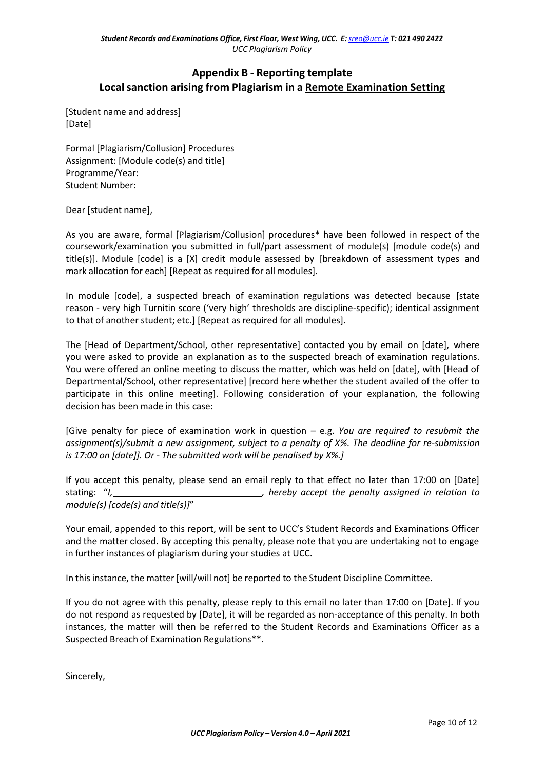## Appendix B - Reporting template
## Local sanction arising from Plagiarism in a Remote Examination Setting

[Student name and address]
[Date]

Formal [Plagiarism/Collusion] Procedures
Assignment: [Module code(s) and title]
Programme/Year:
Student Number:

Dear [student name],

As you are aware, formal [Plagiarism/Collusion] procedures* have been followed in respect of the coursework/examination you submitted in full/part assessment of module(s) [module code(s) and title(s)]. Module [code] is a [X] credit module assessed by [breakdown of assessment types and mark allocation for each] [Repeat as required for all modules].

In module [code], a suspected breach of examination regulations was detected because [state reason - very high Turnitin score ('very high' thresholds are discipline-specific); identical assignment to that of another student; etc.] [Repeat as required for all modules].

The [Head of Department/School, other representative] contacted you by email on [date], where you were asked to provide an explanation as to the suspected breach of examination regulations. You were offered an online meeting to discuss the matter, which was held on [date], with [Head of Departmental/School, other representative] [record here whether the student availed of the offer to participate in this online meeting]. Following consideration of your explanation, the following decision has been made in this case:

[Give penalty for piece of examination work in question – e.g. *You are required to resubmit the assignment(s)/submit a new assignment, subject to a penalty of X%. The deadline for re-submission is 17:00 on [date]]. Or - The submitted work will be penalised by X%.]*

If you accept this penalty, please send an email reply to that effect no later than 17:00 on [Date] stating: "*I, ______________________________, hereby accept the penalty assigned in relation to module(s) [code(s) and title(s)]*"

Your email, appended to this report, will be sent to UCC's Student Records and Examinations Officer and the matter closed. By accepting this penalty, please note that you are undertaking not to engage in further instances of plagiarism during your studies at UCC.

In this instance, the matter [will/will not] be reported to the Student Discipline Committee.

If you do not agree with this penalty, please reply to this email no later than 17:00 on [Date]. If you do not respond as requested by [Date], it will be regarded as non-acceptance of this penalty. In both instances, the matter will then be referred to the Student Records and Examinations Officer as a Suspected Breach of Examination Regulations**.

Sincerely,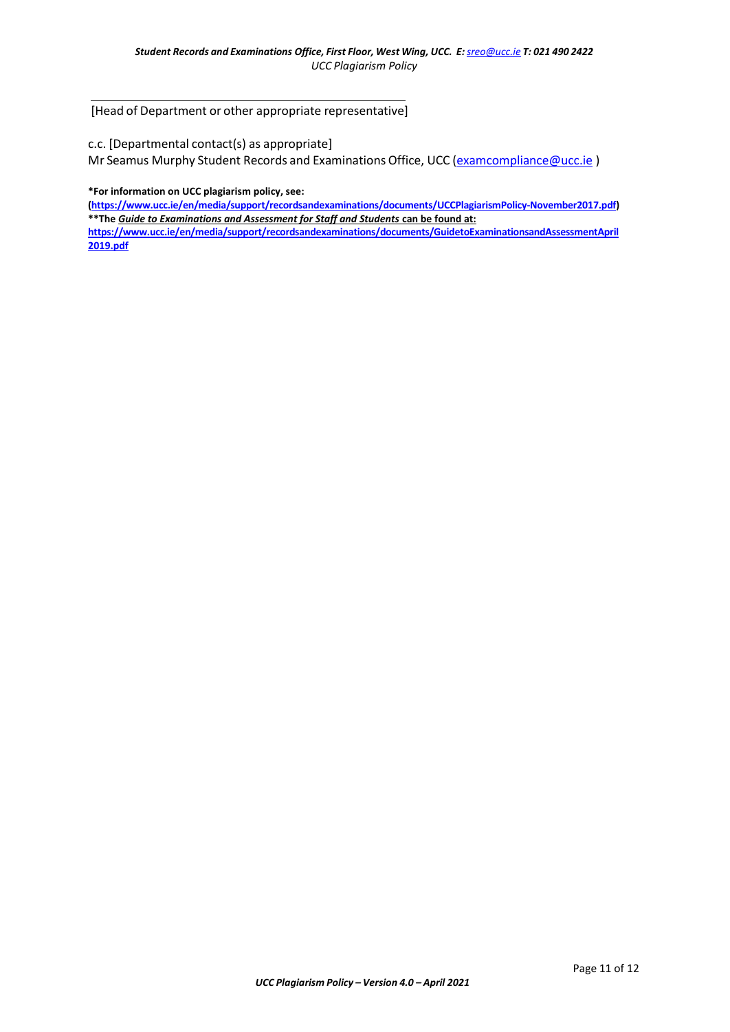\_\_\_\_\_\_\_\_\_\_\_\_\_\_\_\_\_\_\_\_\_\_\_\_\_\_\_\_\_\_\_\_\_\_\_\_\_\_\_\_

[Head of Department or other appropriate representative]

c.c. [Departmental contact(s) as appropriate]
Mr Seamus Murphy Student Records and Examinations Office, UCC (examcompliance@ucc.ie )

**\*For information on UCC plagiarism policy, see:**
**(https://www.ucc.ie/en/media/support/recordsandexaminations/documents/UCCPlagiarismPolicy-November2017.pdf)**
**\*\*The *Guide to Examinations and Assessment for Staff and Students* can be found at:**
**https://www.ucc.ie/en/media/support/recordsandexaminations/documents/GuidetoExaminationsandAssessmentApril2019.pdf**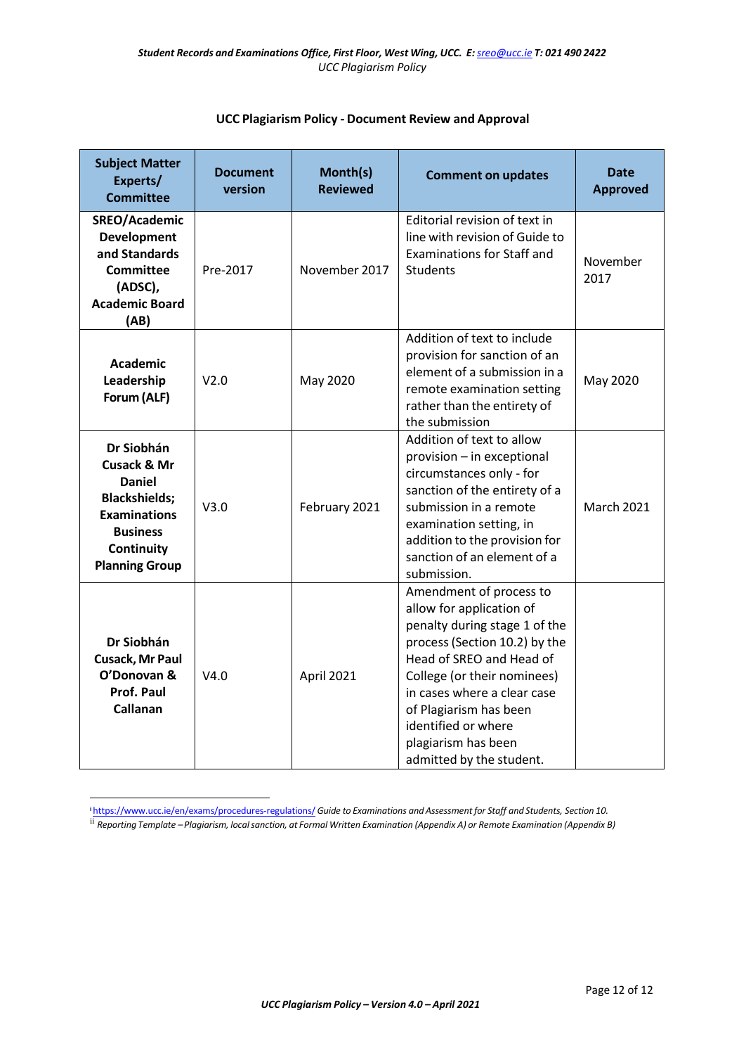### UCC Plagiarism Policy - Document Review and Approval

| Subject Matter Experts/ Committee | Document version | Month(s) Reviewed | Comment on updates | Date Approved |
|---|---|---|---|---|
| **SREO/Academic Development and Standards Committee (ADSC), Academic Board (AB)** | Pre-2017 | November 2017 | Editorial revision of text in line with revision of Guide to Examinations for Staff and Students | November 2017 |
| **Academic Leadership Forum (ALF)** | V2.0 | May 2020 | Addition of text to include provision for sanction of an element of a submission in a remote examination setting rather than the entirety of the submission | May 2020 |
| **Dr Siobhán Cusack & Mr Daniel Blackshields; Examinations Business Continuity Planning Group** | V3.0 | February 2021 | Addition of text to allow provision – in exceptional circumstances only - for sanction of the entirety of a submission in a remote examination setting, in addition to the provision for sanction of an element of a submission. | March 2021 |
| **Dr Siobhán Cusack, Mr Paul O'Donovan & Prof. Paul Callanan** | V4.0 | April 2021 | Amendment of process to allow for application of penalty during stage 1 of the process (Section 10.2) by the Head of SREO and Head of College (or their nominees) in cases where a clear case of Plagiarism has been identified or where plagiarism has been admitted by the student. | |

---

[i] https://www.ucc.ie/en/exams/procedures-regulations/ *Guide to Examinations and Assessment for Staff and Students, Section 10.*

[ii] *Reporting Template – Plagiarism, local sanction, at Formal Written Examination (Appendix A) or Remote Examination (Appendix B)*